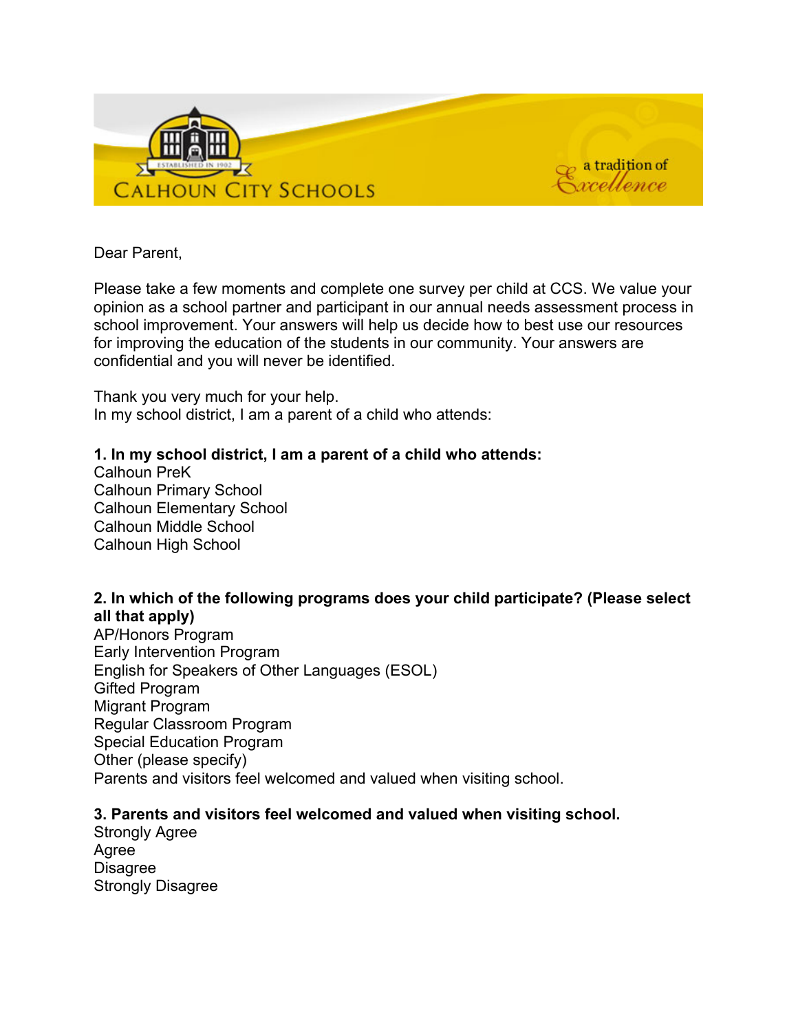CALHOUN CITY SCHOOLS

ESTABLISHED IN 1902

a tradition of Excellence

Dear Parent,

Please take a few moments and complete one survey per child at CCS. We value your opinion as a school partner and participant in our annual needs assessment process in school improvement. Your answers will help us decide how to best use our resources for improving the education of the students in our community. Your answers are confidential and you will never be identified.

Thank you very much for your help.
In my school district, I am a parent of a child who attends:

**1. In my school district, I am a parent of a child who attends:**
Calhoun PreK
Calhoun Primary School
Calhoun Elementary School
Calhoun Middle School
Calhoun High School

**2. In which of the following programs does your child participate? (Please select all that apply)**
AP/Honors Program
Early Intervention Program
English for Speakers of Other Languages (ESOL)
Gifted Program
Migrant Program
Regular Classroom Program
Special Education Program
Other (please specify)
Parents and visitors feel welcomed and valued when visiting school.

**3. Parents and visitors feel welcomed and valued when visiting school.**
Strongly Agree
Agree
Disagree
Strongly Disagree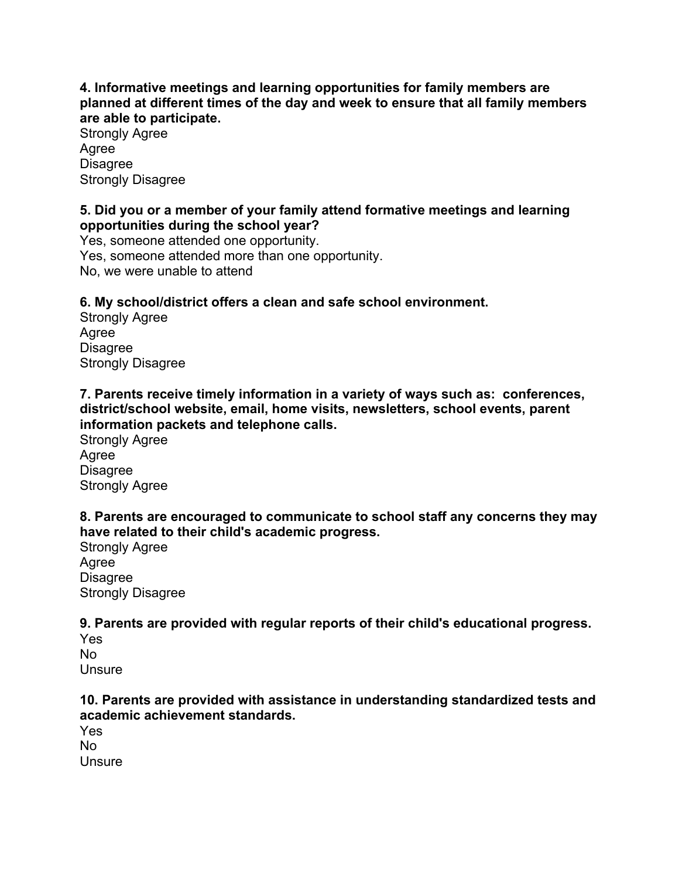**4. Informative meetings and learning opportunities for family members are planned at different times of the day and week to ensure that all family members are able to participate.**

Strongly Agree
Agree
Disagree
Strongly Disagree

**5. Did you or a member of your family attend formative meetings and learning opportunities during the school year?**

Yes, someone attended one opportunity.
Yes, someone attended more than one opportunity.
No, we were unable to attend

**6. My school/district offers a clean and safe school environment.**

Strongly Agree
Agree
Disagree
Strongly Disagree

**7. Parents receive timely information in a variety of ways such as: conferences, district/school website, email, home visits, newsletters, school events, parent information packets and telephone calls.**

Strongly Agree
Agree
Disagree
Strongly Agree

**8. Parents are encouraged to communicate to school staff any concerns they may have related to their child's academic progress.**

Strongly Agree
Agree
Disagree
Strongly Disagree

**9. Parents are provided with regular reports of their child's educational progress.**

Yes
No
Unsure

**10. Parents are provided with assistance in understanding standardized tests and academic achievement standards.**

Yes
No
Unsure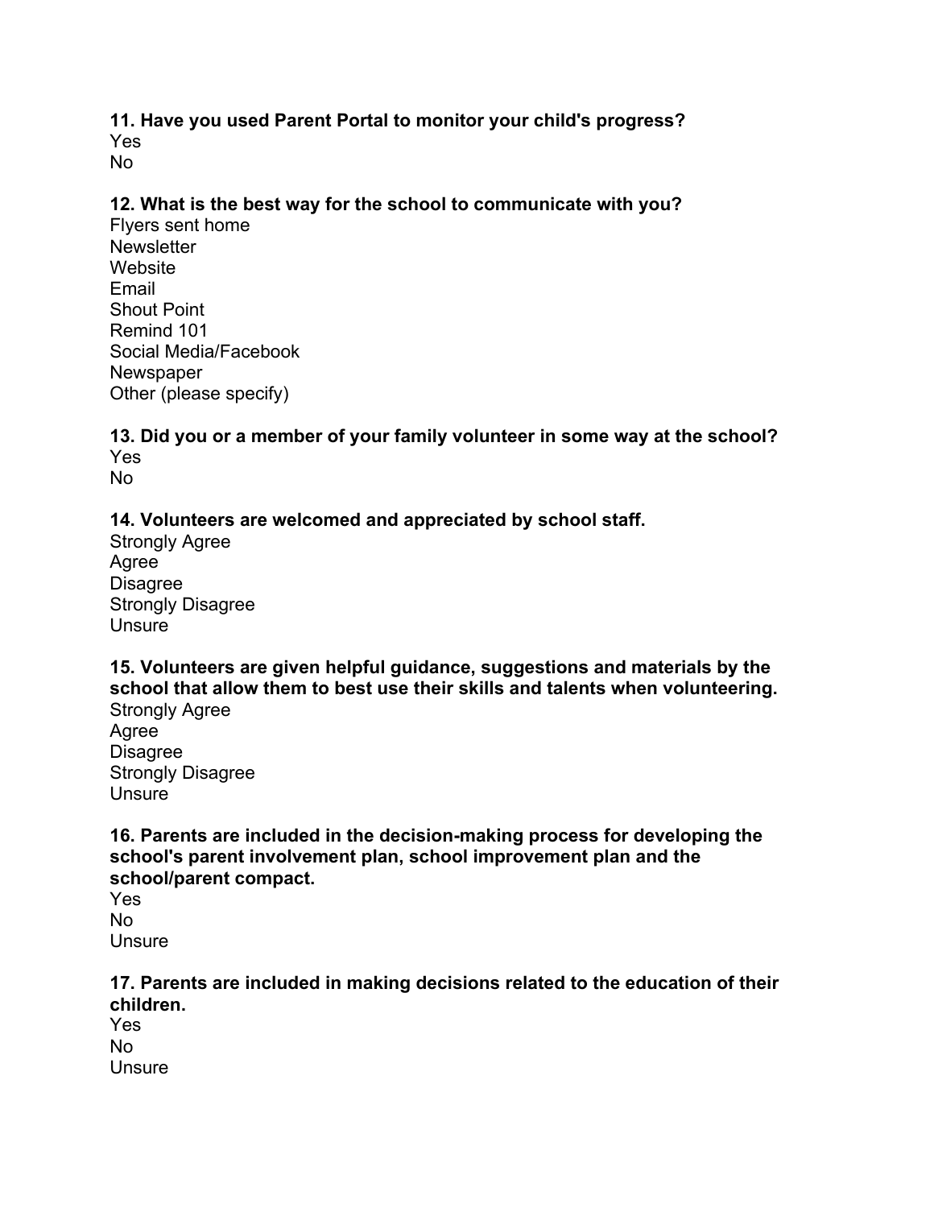**11. Have you used Parent Portal to monitor your child's progress?**
Yes
No

**12. What is the best way for the school to communicate with you?**
Flyers sent home
Newsletter
Website
Email
Shout Point
Remind 101
Social Media/Facebook
Newspaper
Other (please specify)

**13. Did you or a member of your family volunteer in some way at the school?**
Yes
No

**14. Volunteers are welcomed and appreciated by school staff.**
Strongly Agree
Agree
Disagree
Strongly Disagree
Unsure

**15. Volunteers are given helpful guidance, suggestions and materials by the school that allow them to best use their skills and talents when volunteering.**
Strongly Agree
Agree
Disagree
Strongly Disagree
Unsure

**16. Parents are included in the decision-making process for developing the school's parent involvement plan, school improvement plan and the school/parent compact.**
Yes
No
Unsure

**17. Parents are included in making decisions related to the education of their children.**
Yes
No
Unsure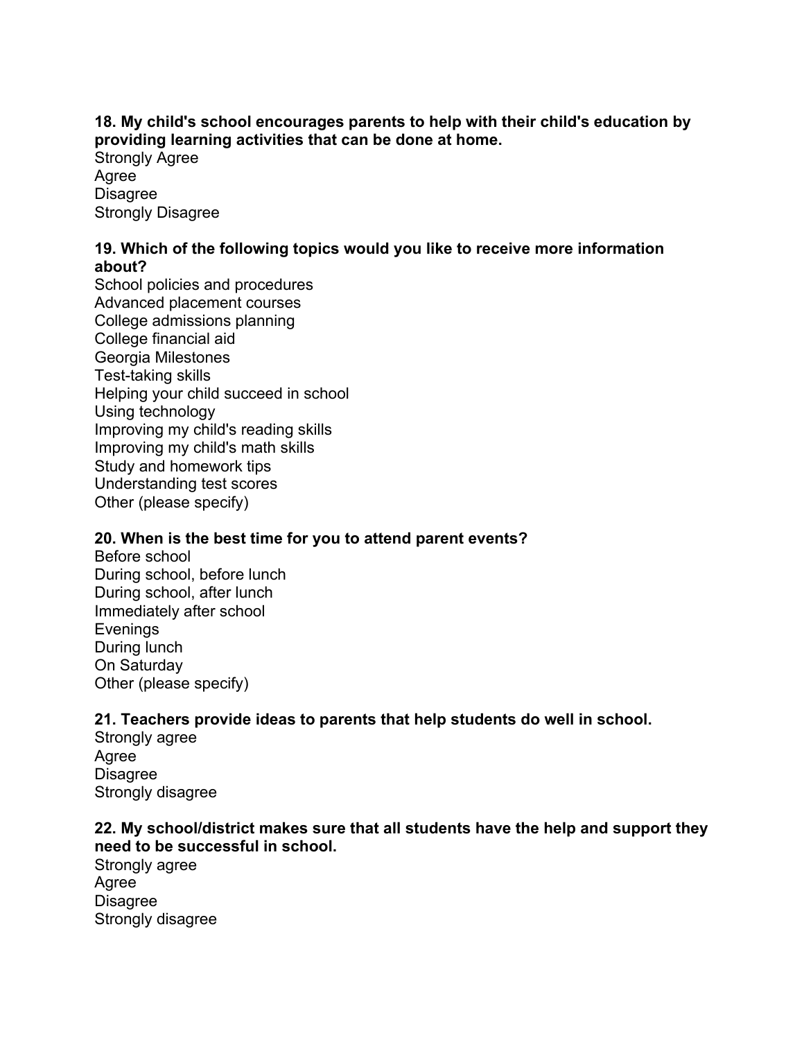**18. My child's school encourages parents to help with their child's education by providing learning activities that can be done at home.**

Strongly Agree
Agree
Disagree
Strongly Disagree

**19. Which of the following topics would you like to receive more information about?**

School policies and procedures
Advanced placement courses
College admissions planning
College financial aid
Georgia Milestones
Test-taking skills
Helping your child succeed in school
Using technology
Improving my child's reading skills
Improving my child's math skills
Study and homework tips
Understanding test scores
Other (please specify)

**20. When is the best time for you to attend parent events?**

Before school
During school, before lunch
During school, after lunch
Immediately after school
Evenings
During lunch
On Saturday
Other (please specify)

**21. Teachers provide ideas to parents that help students do well in school.**

Strongly agree
Agree
Disagree
Strongly disagree

**22. My school/district makes sure that all students have the help and support they need to be successful in school.**

Strongly agree
Agree
Disagree
Strongly disagree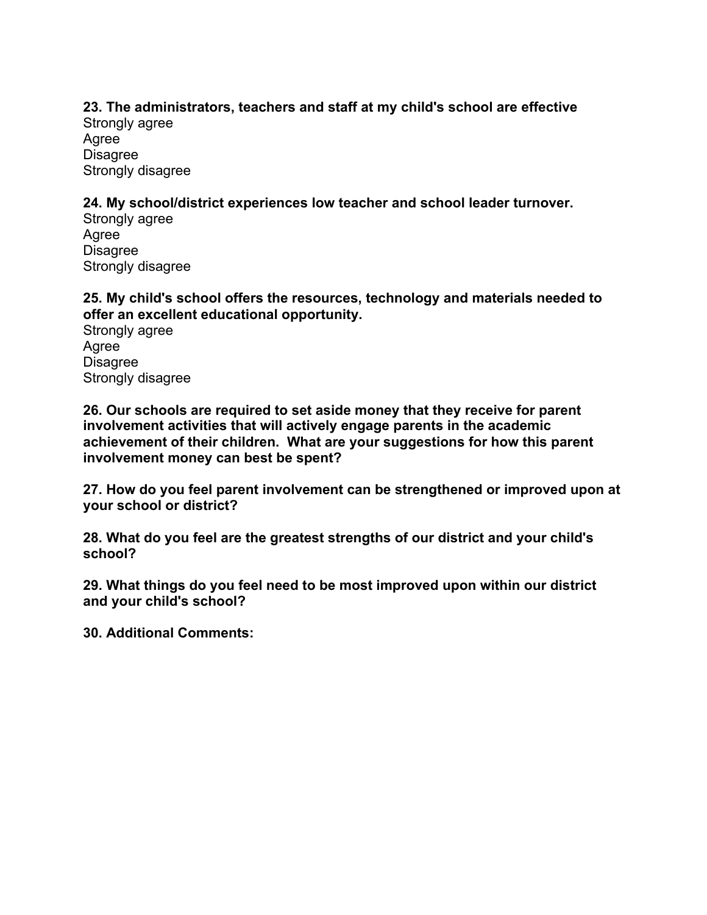**23. The administrators, teachers and staff at my child's school are effective**

Strongly agree
Agree
Disagree
Strongly disagree

**24. My school/district experiences low teacher and school leader turnover.**

Strongly agree
Agree
Disagree
Strongly disagree

**25. My child's school offers the resources, technology and materials needed to offer an excellent educational opportunity.**

Strongly agree
Agree
Disagree
Strongly disagree

**26. Our schools are required to set aside money that they receive for parent involvement activities that will actively engage parents in the academic achievement of their children. What are your suggestions for how this parent involvement money can best be spent?**

**27. How do you feel parent involvement can be strengthened or improved upon at your school or district?**

**28. What do you feel are the greatest strengths of our district and your child's school?**

**29. What things do you feel need to be most improved upon within our district and your child's school?**

**30. Additional Comments:**